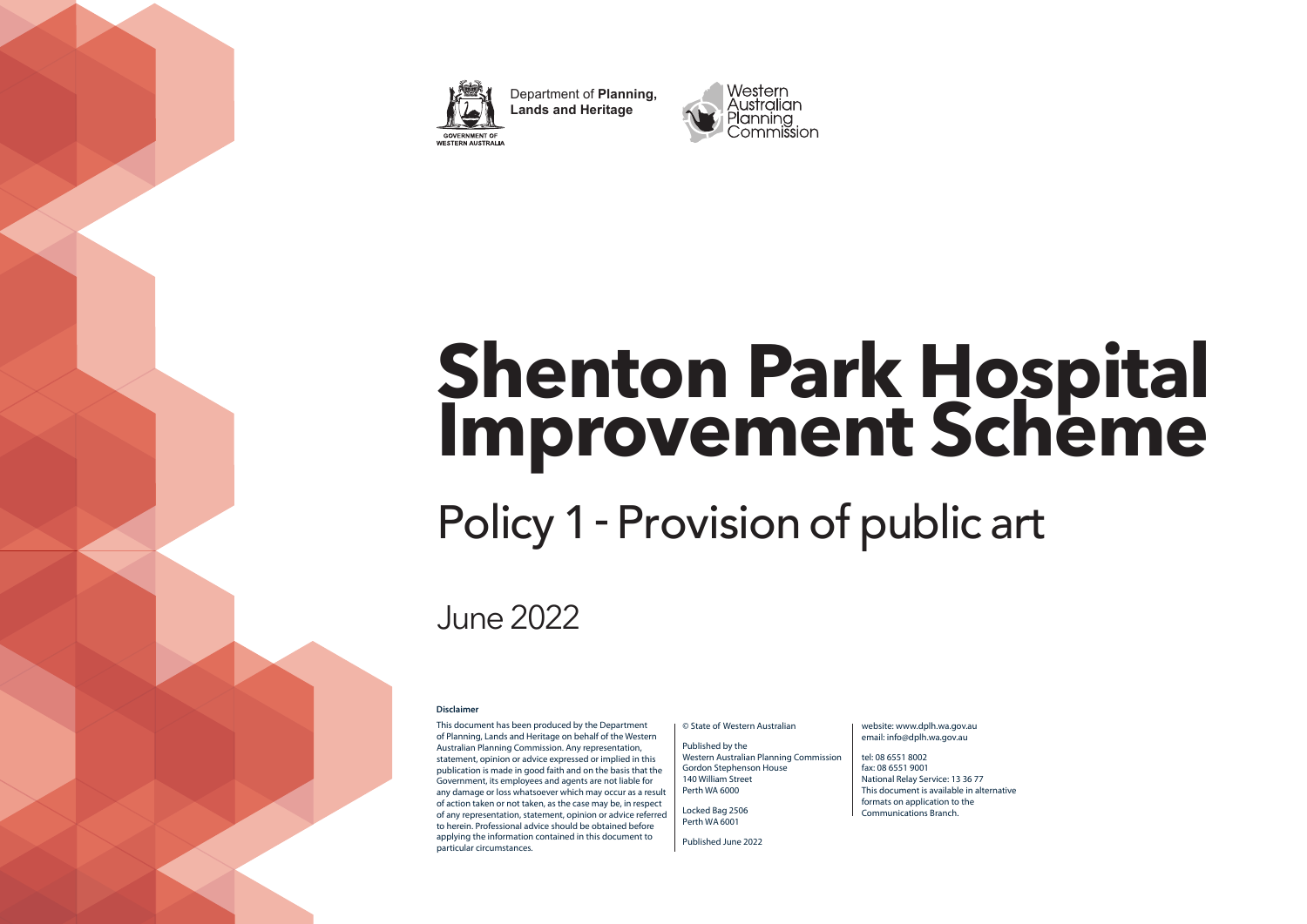Department of **Planning, Lands and Heritage**

GOVERNMENT OF WESTERN AUSTRALIA

Western Australian Planning Commission

# Shenton Park Hospital Improvement Scheme

## Policy 1 - Provision of public art

June 2022

**Disclaimer**

This document has been produced by the Department of Planning, Lands and Heritage on behalf of the Western Australian Planning Commission. Any representation, statement, opinion or advice expressed or implied in this publication is made in good faith and on the basis that the Government, its employees and agents are not liable for any damage or loss whatsoever which may occur as a result of action taken or not taken, as the case may be, in respect of any representation, statement, opinion or advice referred to herein. Professional advice should be obtained before applying the information contained in this document to particular circumstances.

© State of Western Australian

Published by the
Western Australian Planning Commission
Gordon Stephenson House
140 William Street
Perth WA 6000

Locked Bag 2506
Perth WA 6001

Published June 2022

website: www.dplh.wa.gov.au
email: info@dplh.wa.gov.au

tel: 08 6551 8002
fax: 08 6551 9001
National Relay Service: 13 36 77
This document is available in alternative formats on application to the Communications Branch.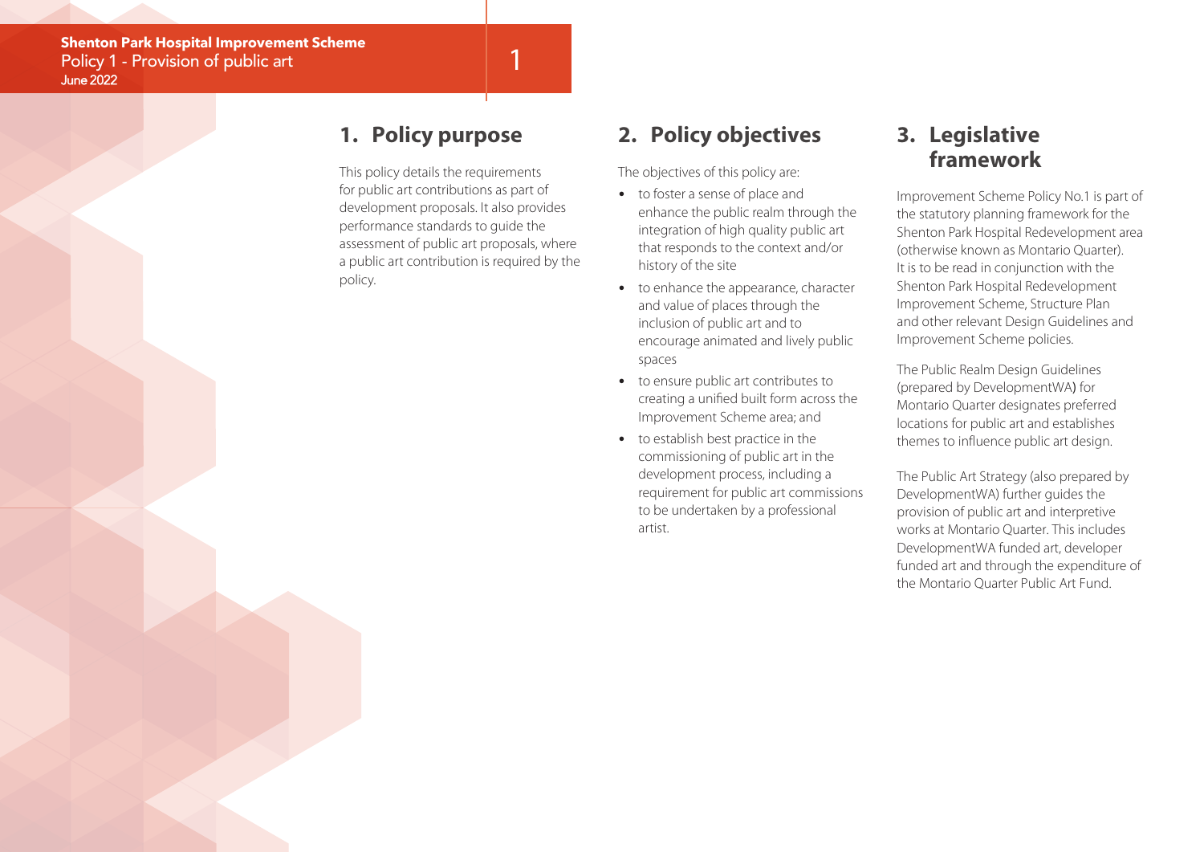## 1. Policy purpose

This policy details the requirements for public art contributions as part of development proposals. It also provides performance standards to guide the assessment of public art proposals, where a public art contribution is required by the policy.

## 2. Policy objectives

The objectives of this policy are:

- to foster a sense of place and enhance the public realm through the integration of high quality public art that responds to the context and/or history of the site
- to enhance the appearance, character and value of places through the inclusion of public art and to encourage animated and lively public spaces
- to ensure public art contributes to creating a unified built form across the Improvement Scheme area; and
- to establish best practice in the commissioning of public art in the development process, including a requirement for public art commissions to be undertaken by a professional artist.

## 3. Legislative framework

Improvement Scheme Policy No.1 is part of the statutory planning framework for the Shenton Park Hospital Redevelopment area (otherwise known as Montario Quarter). It is to be read in conjunction with the Shenton Park Hospital Redevelopment Improvement Scheme, Structure Plan and other relevant Design Guidelines and Improvement Scheme policies.

The Public Realm Design Guidelines (prepared by DevelopmentWA) for Montario Quarter designates preferred locations for public art and establishes themes to influence public art design.

The Public Art Strategy (also prepared by DevelopmentWA) further guides the provision of public art and interpretive works at Montario Quarter. This includes DevelopmentWA funded art, developer funded art and through the expenditure of the Montario Quarter Public Art Fund.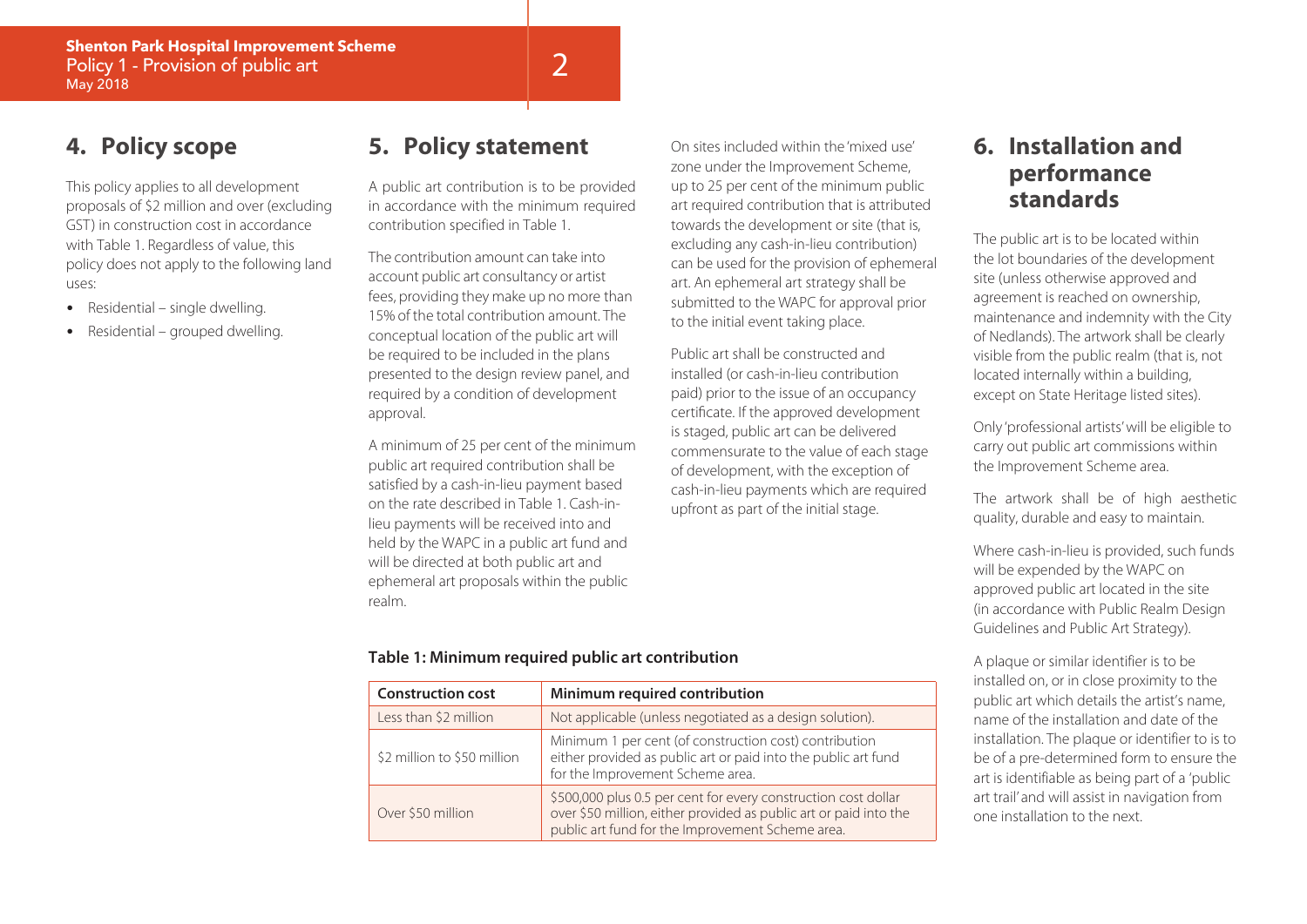## 4. Policy scope

This policy applies to all development proposals of $2 million and over (excluding GST) in construction cost in accordance with Table 1. Regardless of value, this policy does not apply to the following land uses:

- Residential – single dwelling.
- Residential – grouped dwelling.

## 5. Policy statement

A public art contribution is to be provided in accordance with the minimum required contribution specified in Table 1.

The contribution amount can take into account public art consultancy or artist fees, providing they make up no more than 15% of the total contribution amount. The conceptual location of the public art will be required to be included in the plans presented to the design review panel, and required by a condition of development approval.

A minimum of 25 per cent of the minimum public art required contribution shall be satisfied by a cash-in-lieu payment based on the rate described in Table 1. Cash-in-lieu payments will be received into and held by the WAPC in a public art fund and will be directed at both public art and ephemeral art proposals within the public realm.

On sites included within the 'mixed use' zone under the Improvement Scheme, up to 25 per cent of the minimum public art required contribution that is attributed towards the development or site (that is, excluding any cash-in-lieu contribution) can be used for the provision of ephemeral art. An ephemeral art strategy shall be submitted to the WAPC for approval prior to the initial event taking place.

Public art shall be constructed and installed (or cash-in-lieu contribution paid) prior to the issue of an occupancy certificate. If the approved development is staged, public art can be delivered commensurate to the value of each stage of development, with the exception of cash-in-lieu payments which are required upfront as part of the initial stage.

**Table 1: Minimum required public art contribution**

| Construction cost | Minimum required contribution |
| --- | --- |
| Less than $2 million | Not applicable (unless negotiated as a design solution). |
| $2 million to $50 million | Minimum 1 per cent (of construction cost) contribution either provided as public art or paid into the public art fund for the Improvement Scheme area. |
| Over $50 million | $500,000 plus 0.5 per cent for every construction cost dollar over $50 million, either provided as public art or paid into the public art fund for the Improvement Scheme area. |

## 6. Installation and performance standards

The public art is to be located within the lot boundaries of the development site (unless otherwise approved and agreement is reached on ownership, maintenance and indemnity with the City of Nedlands). The artwork shall be clearly visible from the public realm (that is, not located internally within a building, except on State Heritage listed sites).

Only 'professional artists' will be eligible to carry out public art commissions within the Improvement Scheme area.

The artwork shall be of high aesthetic quality, durable and easy to maintain.

Where cash-in-lieu is provided, such funds will be expended by the WAPC on approved public art located in the site (in accordance with Public Realm Design Guidelines and Public Art Strategy).

A plaque or similar identifier is to be installed on, or in close proximity to the public art which details the artist's name, name of the installation and date of the installation. The plaque or identifier to is to be of a pre-determined form to ensure the art is identifiable as being part of a 'public art trail' and will assist in navigation from one installation to the next.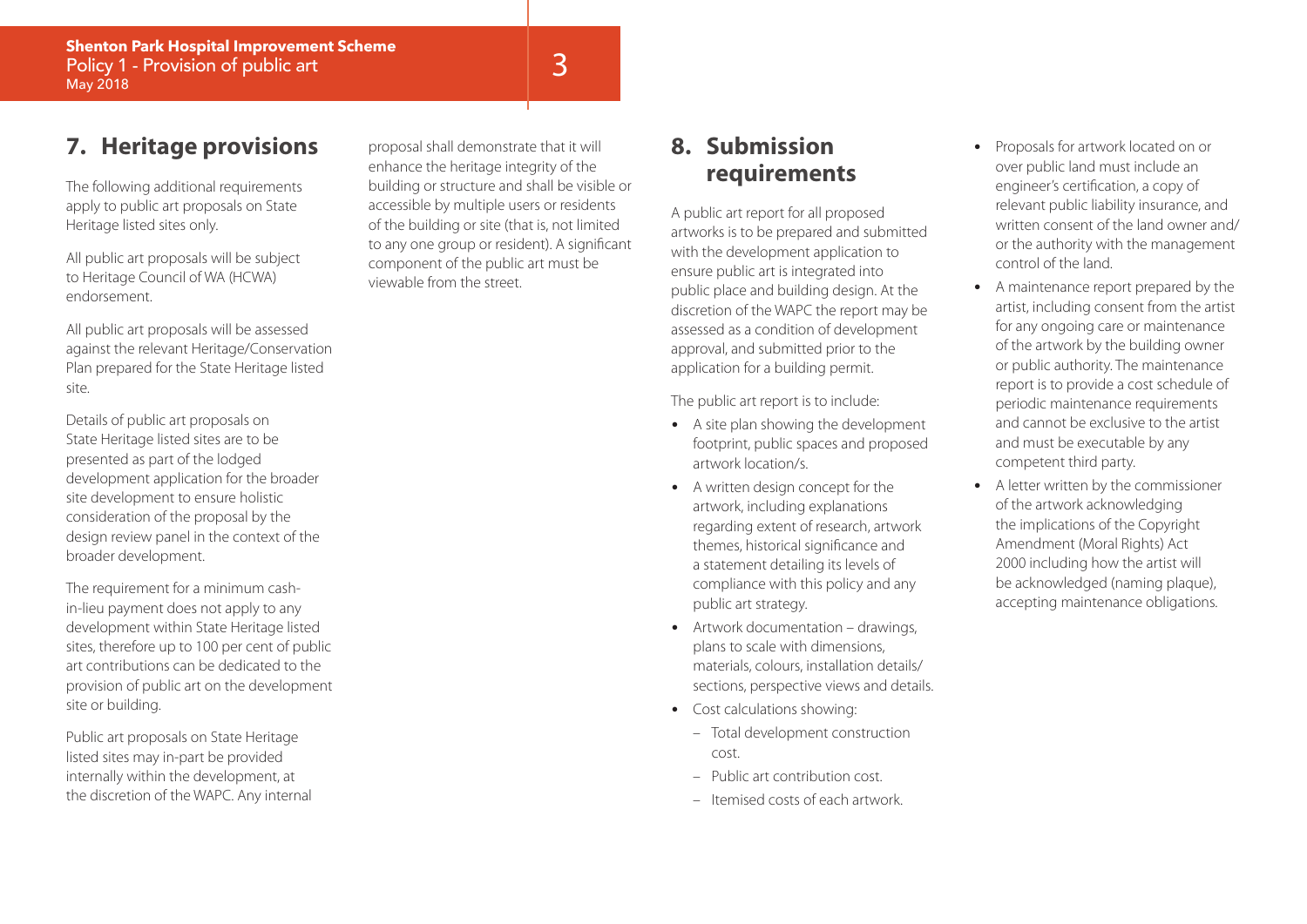## 7. Heritage provisions

The following additional requirements apply to public art proposals on State Heritage listed sites only.

All public art proposals will be subject to Heritage Council of WA (HCWA) endorsement.

All public art proposals will be assessed against the relevant Heritage/Conservation Plan prepared for the State Heritage listed site.

Details of public art proposals on State Heritage listed sites are to be presented as part of the lodged development application for the broader site development to ensure holistic consideration of the proposal by the design review panel in the context of the broader development.

The requirement for a minimum cash-in-lieu payment does not apply to any development within State Heritage listed sites, therefore up to 100 per cent of public art contributions can be dedicated to the provision of public art on the development site or building.

Public art proposals on State Heritage listed sites may in-part be provided internally within the development, at the discretion of the WAPC. Any internal proposal shall demonstrate that it will enhance the heritage integrity of the building or structure and shall be visible or accessible by multiple users or residents of the building or site (that is, not limited to any one group or resident). A significant component of the public art must be viewable from the street.

## 8. Submission requirements

A public art report for all proposed artworks is to be prepared and submitted with the development application to ensure public art is integrated into public place and building design. At the discretion of the WAPC the report may be assessed as a condition of development approval, and submitted prior to the application for a building permit.

The public art report is to include:

- A site plan showing the development footprint, public spaces and proposed artwork location/s.
- A written design concept for the artwork, including explanations regarding extent of research, artwork themes, historical significance and a statement detailing its levels of compliance with this policy and any public art strategy.
- Artwork documentation – drawings, plans to scale with dimensions, materials, colours, installation details/sections, perspective views and details.
- Cost calculations showing:
  - Total development construction cost.
  - Public art contribution cost.
  - Itemised costs of each artwork.
- Proposals for artwork located on or over public land must include an engineer's certification, a copy of relevant public liability insurance, and written consent of the land owner and/or the authority with the management control of the land.
- A maintenance report prepared by the artist, including consent from the artist for any ongoing care or maintenance of the artwork by the building owner or public authority. The maintenance report is to provide a cost schedule of periodic maintenance requirements and cannot be exclusive to the artist and must be executable by any competent third party.
- A letter written by the commissioner of the artwork acknowledging the implications of the Copyright Amendment (Moral Rights) Act 2000 including how the artist will be acknowledged (naming plaque), accepting maintenance obligations.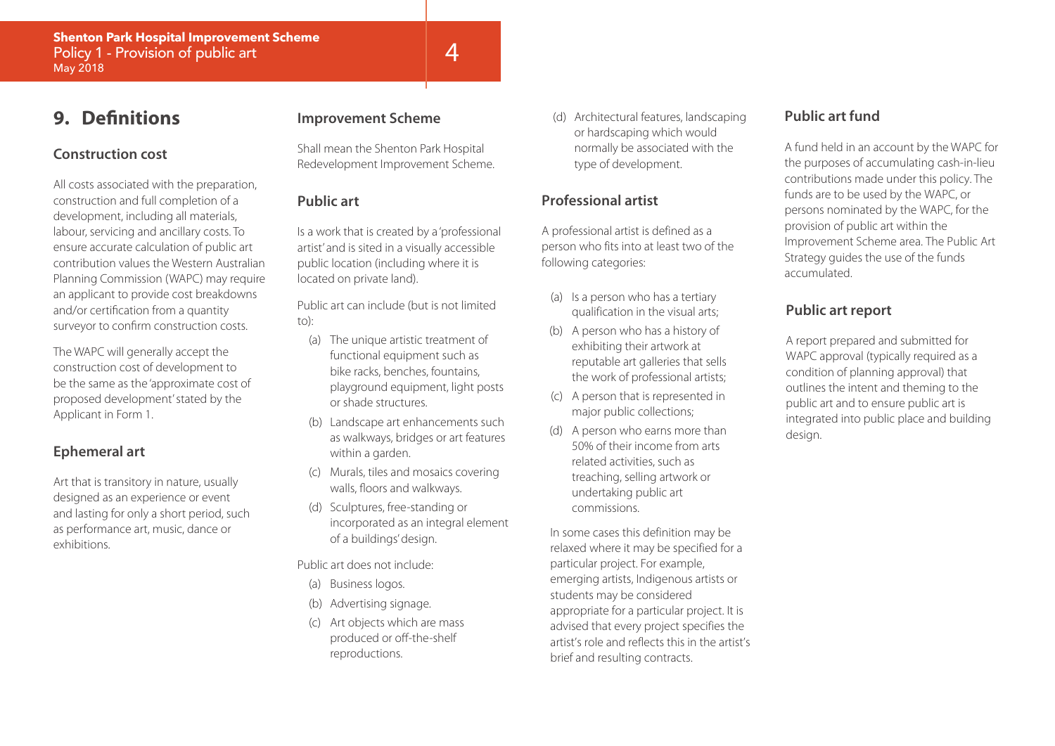## 9. Definitions

### Construction cost

All costs associated with the preparation, construction and full completion of a development, including all materials, labour, servicing and ancillary costs. To ensure accurate calculation of public art contribution values the Western Australian Planning Commission (WAPC) may require an applicant to provide cost breakdowns and/or certification from a quantity surveyor to confirm construction costs.

The WAPC will generally accept the construction cost of development to be the same as the 'approximate cost of proposed development' stated by the Applicant in Form 1.

### Ephemeral art

Art that is transitory in nature, usually designed as an experience or event and lasting for only a short period, such as performance art, music, dance or exhibitions.

### Improvement Scheme

Shall mean the Shenton Park Hospital Redevelopment Improvement Scheme.

### Public art

Is a work that is created by a 'professional artist' and is sited in a visually accessible public location (including where it is located on private land).

Public art can include (but is not limited to):

(a) The unique artistic treatment of functional equipment such as bike racks, benches, fountains, playground equipment, light posts or shade structures.

(b) Landscape art enhancements such as walkways, bridges or art features within a garden.

(c) Murals, tiles and mosaics covering walls, floors and walkways.

(d) Sculptures, free-standing or incorporated as an integral element of a buildings' design.

Public art does not include:

(a) Business logos.

(b) Advertising signage.

(c) Art objects which are mass produced or off-the-shelf reproductions.

(d) Architectural features, landscaping or hardscaping which would normally be associated with the type of development.

### Professional artist

A professional artist is defined as a person who fits into at least two of the following categories:

(a) Is a person who has a tertiary qualification in the visual arts;

(b) A person who has a history of exhibiting their artwork at reputable art galleries that sells the work of professional artists;

(c) A person that is represented in major public collections;

(d) A person who earns more than 50% of their income from arts related activities, such as treaching, selling artwork or undertaking public art commissions.

In some cases this definition may be relaxed where it may be specified for a particular project. For example, emerging artists, Indigenous artists or students may be considered appropriate for a particular project. It is advised that every project specifies the artist's role and reflects this in the artist's brief and resulting contracts.

### Public art fund

A fund held in an account by the WAPC for the purposes of accumulating cash-in-lieu contributions made under this policy. The funds are to be used by the WAPC, or persons nominated by the WAPC, for the provision of public art within the Improvement Scheme area. The Public Art Strategy guides the use of the funds accumulated.

### Public art report

A report prepared and submitted for WAPC approval (typically required as a condition of planning approval) that outlines the intent and theming to the public art and to ensure public art is integrated into public place and building design.